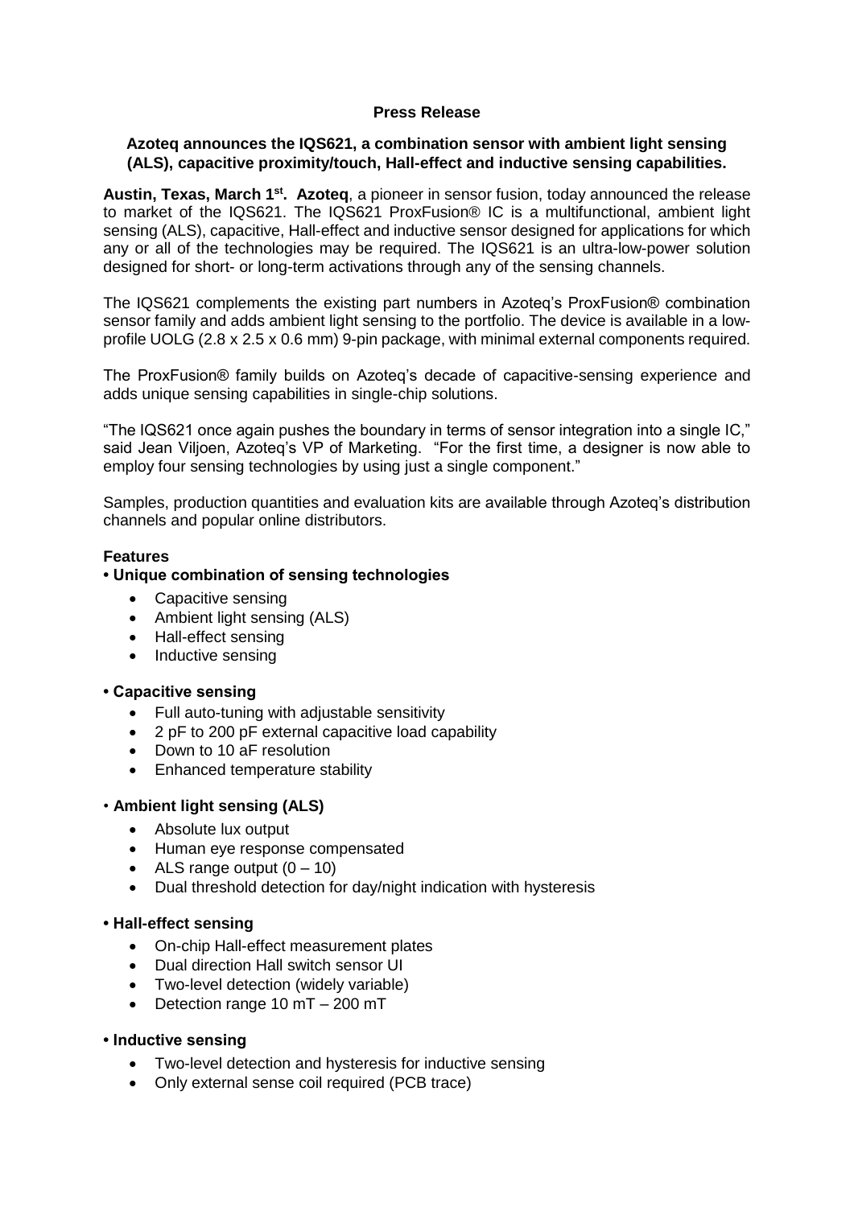**Press Release**

**Azoteq announces the IQS621, a combination sensor with ambient light sensing (ALS), capacitive proximity/touch, Hall-effect and inductive sensing capabilities.**

**Austin, Texas, March 1st. Azoteq**, a pioneer in sensor fusion, today announced the release to market of the IQS621. The IQS621 ProxFusion® IC is a multifunctional, ambient light sensing (ALS), capacitive, Hall-effect and inductive sensor designed for applications for which any or all of the technologies may be required. The IQS621 is an ultra-low-power solution designed for short- or long-term activations through any of the sensing channels.

The IQS621 complements the existing part numbers in Azoteq's ProxFusion® combination sensor family and adds ambient light sensing to the portfolio. The device is available in a low-profile UOLG (2.8 x 2.5 x 0.6 mm) 9-pin package, with minimal external components required.

The ProxFusion® family builds on Azoteq's decade of capacitive-sensing experience and adds unique sensing capabilities in single-chip solutions.

"The IQS621 once again pushes the boundary in terms of sensor integration into a single IC," said Jean Viljoen, Azoteq's VP of Marketing. "For the first time, a designer is now able to employ four sensing technologies by using just a single component."

Samples, production quantities and evaluation kits are available through Azoteq's distribution channels and popular online distributors.

**Features**

**• Unique combination of sensing technologies**

- Capacitive sensing
- Ambient light sensing (ALS)
- Hall-effect sensing
- Inductive sensing

**• Capacitive sensing**

- Full auto-tuning with adjustable sensitivity
- 2 pF to 200 pF external capacitive load capability
- Down to 10 aF resolution
- Enhanced temperature stability

• **Ambient light sensing (ALS)**

- Absolute lux output
- Human eye response compensated
- ALS range output (0 – 10)
- Dual threshold detection for day/night indication with hysteresis

**• Hall-effect sensing**

- On-chip Hall-effect measurement plates
- Dual direction Hall switch sensor UI
- Two-level detection (widely variable)
- Detection range 10 mT – 200 mT

**• Inductive sensing**

- Two-level detection and hysteresis for inductive sensing
- Only external sense coil required (PCB trace)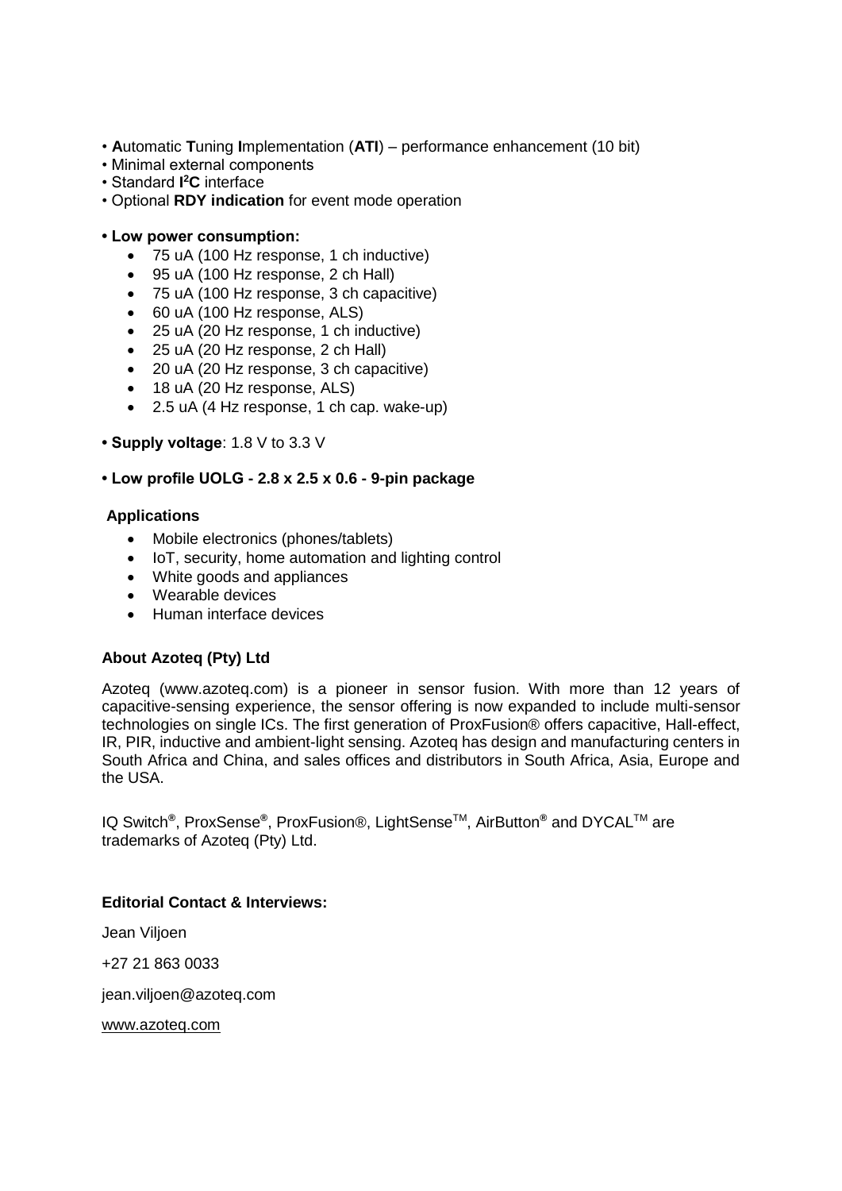- **A**utomatic **T**uning **I**mplementation (**ATI**) – performance enhancement (10 bit)
- Minimal external components
- Standard **I²C** interface
- Optional **RDY indication** for event mode operation

**• Low power consumption:**

- 75 uA (100 Hz response, 1 ch inductive)
- 95 uA (100 Hz response, 2 ch Hall)
- 75 uA (100 Hz response, 3 ch capacitive)
- 60 uA (100 Hz response, ALS)
- 25 uA (20 Hz response, 1 ch inductive)
- 25 uA (20 Hz response, 2 ch Hall)
- 20 uA (20 Hz response, 3 ch capacitive)
- 18 uA (20 Hz response, ALS)
- 2.5 uA (4 Hz response, 1 ch cap. wake-up)

**• Supply voltage**: 1.8 V to 3.3 V

**• Low profile UOLG - 2.8 x 2.5 x 0.6 - 9-pin package**

**Applications**

- Mobile electronics (phones/tablets)
- IoT, security, home automation and lighting control
- White goods and appliances
- Wearable devices
- Human interface devices

**About Azoteq (Pty) Ltd**

Azoteq (www.azoteq.com) is a pioneer in sensor fusion. With more than 12 years of capacitive-sensing experience, the sensor offering is now expanded to include multi-sensor technologies on single ICs. The first generation of ProxFusion® offers capacitive, Hall-effect, IR, PIR, inductive and ambient-light sensing. Azoteq has design and manufacturing centers in South Africa and China, and sales offices and distributors in South Africa, Asia, Europe and the USA.

IQ Switch®, ProxSense®, ProxFusion®, LightSense™, AirButton® and DYCAL™ are trademarks of Azoteq (Pty) Ltd.

**Editorial Contact & Interviews:**

Jean Viljoen

+27 21 863 0033

jean.viljoen@azoteq.com

www.azoteq.com